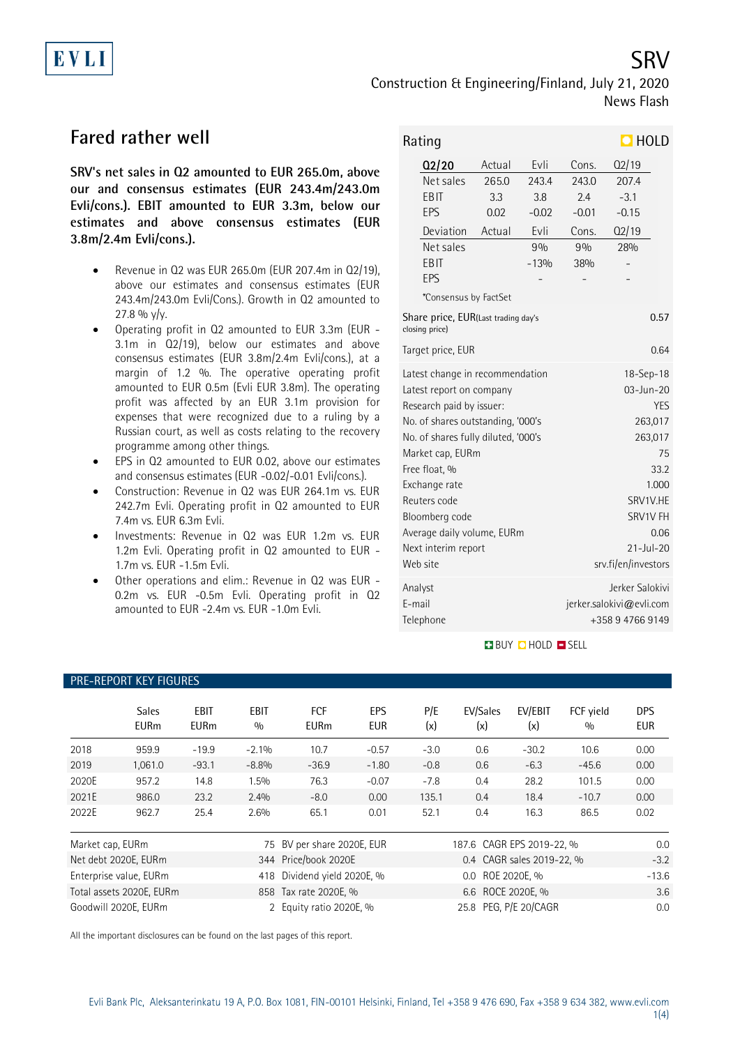EVLI

# SRV

Construction & Engineering/Finland, July 21, 2020

News Flash

## Fared rather well

**SRV's net sales in Q2 amounted to EUR 265.0m, above our and consensus estimates (EUR 243.4m/243.0m Evli/cons.). EBIT amounted to EUR 3.3m, below our estimates and above consensus estimates (EUR 3.8m/2.4m Evli/cons.).**

- Revenue in Q2 was EUR 265.0m (EUR 207.4m in Q2/19), above our estimates and consensus estimates (EUR 243.4m/243.0m Evli/Cons.). Growth in Q2 amounted to 27.8 % y/y.
- Operating profit in Q2 amounted to EUR 3.3m (EUR -3.1m in Q2/19), below our estimates and above consensus estimates (EUR 3.8m/2.4m Evli/cons.), at a margin of 1.2 %. The operative operating profit amounted to EUR 0.5m (Evli EUR 3.8m). The operating profit was affected by an EUR 3.1m provision for expenses that were recognized due to a ruling by a Russian court, as well as costs relating to the recovery programme among other things.
- EPS in Q2 amounted to EUR 0.02, above our estimates and consensus estimates (EUR -0.02/-0.01 Evli/cons.).
- Construction: Revenue in Q2 was EUR 264.1m vs. EUR 242.7m Evli. Operating profit in Q2 amounted to EUR 7.4m vs. EUR 6.3m Evli.
- Investments: Revenue in Q2 was EUR 1.2m vs. EUR 1.2m Evli. Operating profit in Q2 amounted to EUR -1.7m vs. EUR -1.5m Evli.
- Other operations and elim.: Revenue in Q2 was EUR -0.2m vs. EUR -0.5m Evli. Operating profit in Q2 amounted to EUR -2.4m vs. EUR -1.0m Evli.

### Rating: HOLD

| Q2/20 | Actual | Evli | Cons. | Q2/19 |
|---|---|---|---|---|
| Net sales | 265.0 | 243.4 | 243.0 | 207.4 |
| EBIT | 3.3 | 3.8 | 2.4 | -3.1 |
| EPS | 0.02 | -0.02 | -0.01 | -0.15 |
| **Deviation** | **Actual** | **Evli** | **Cons.** | **Q2/19** |
| Net sales | | 9% | 9% | 28% |
| EBIT | | -13% | 38% | - |
| EPS | | - | - | - |

*Consensus by FactSet

| | |
|---|---|
| Share price, EUR (Last trading day's closing price) | 0.57 |
| Target price, EUR | 0.64 |
| Latest change in recommendation | 18-Sep-18 |
| Latest report on company | 03-Jun-20 |
| Research paid by issuer: | YES |
| No. of shares outstanding, '000's | 263,017 |
| No. of shares fully diluted, '000's | 263,017 |
| Market cap, EURm | 75 |
| Free float, % | 33.2 |
| Exchange rate | 1.000 |
| Reuters code | SRV1V.HE |
| Bloomberg code | SRV1V FH |
| Average daily volume, EURm | 0.06 |
| Next interim report | 21-Jul-20 |
| Web site | srv.fi/en/investors |
| Analyst | Jerker Salokivi |
| E-mail | jerker.salokivi@evli.com |
| Telephone | +358 9 4766 9149 |

BUY HOLD SELL

### PRE-REPORT KEY FIGURES

| | Sales EURm | EBIT EURm | EBIT % | FCF EURm | EPS EUR | P/E (x) | EV/Sales (x) | EV/EBIT (x) | FCF yield % | DPS EUR |
|---|---|---|---|---|---|---|---|---|---|---|
| 2018 | 959.9 | -19.9 | -2.1% | 10.7 | -0.57 | -3.0 | 0.6 | -30.2 | 10.6 | 0.00 |
| 2019 | 1,061.0 | -93.1 | -8.8% | -36.9 | -1.80 | -0.8 | 0.6 | -6.3 | -45.6 | 0.00 |
| 2020E | 957.2 | 14.8 | 1.5% | 76.3 | -0.07 | -7.8 | 0.4 | 28.2 | 101.5 | 0.00 |
| 2021E | 986.0 | 23.2 | 2.4% | -8.0 | 0.00 | 135.1 | 0.4 | 18.4 | -10.7 | 0.00 |
| 2022E | 962.7 | 25.4 | 2.6% | 65.1 | 0.01 | 52.1 | 0.4 | 16.3 | 86.5 | 0.02 |

| | | | | | |
|---|---|---|---|---|---|
| Market cap, EURm | 75 | BV per share 2020E, EUR | 187.6 | CAGR EPS 2019-22, % | 0.0 |
| Net debt 2020E, EURm | 344 | Price/book 2020E | 0.4 | CAGR sales 2019-22, % | -3.2 |
| Enterprise value, EURm | 418 | Dividend yield 2020E, % | 0.0 | ROE 2020E, % | -13.6 |
| Total assets 2020E, EURm | 858 | Tax rate 2020E, % | 6.6 | ROCE 2020E, % | 3.6 |
| Goodwill 2020E, EURm | 2 | Equity ratio 2020E, % | 25.8 | PEG, P/E 20/CAGR | 0.0 |

All the important disclosures can be found on the last pages of this report.

Evli Bank Plc, Aleksanterinkatu 19 A, P.O. Box 1081, FIN-00101 Helsinki, Finland, Tel +358 9 476 690, Fax +358 9 634 382, www.evli.com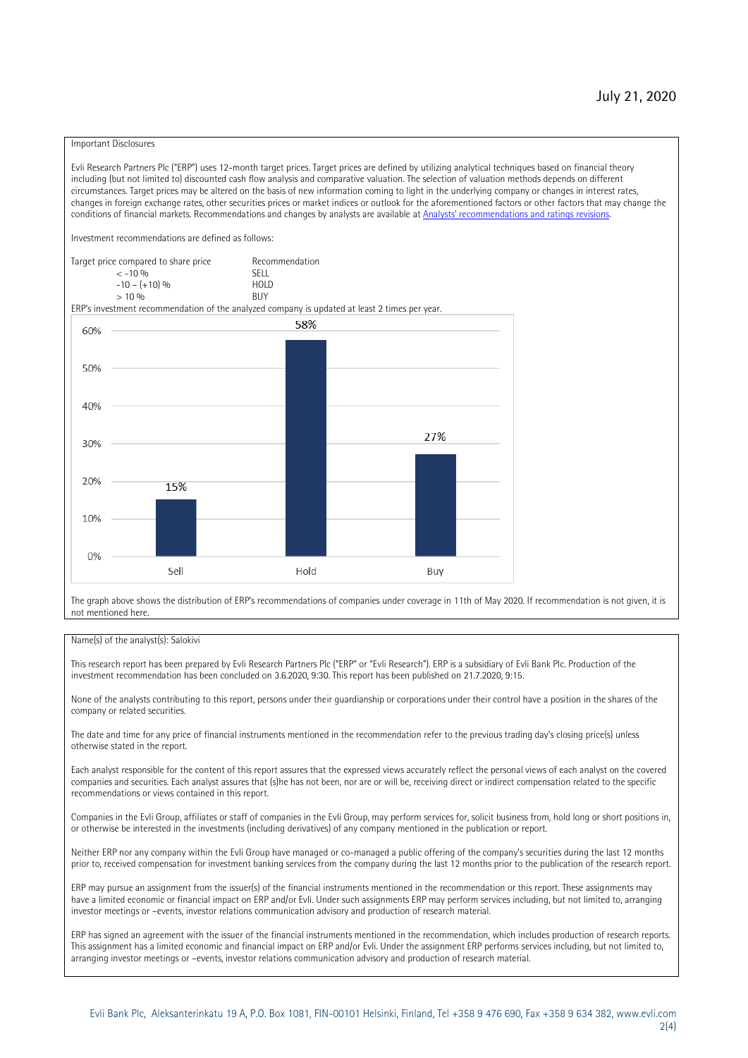July 21, 2020

Important Disclosures

Evli Research Partners Plc ("ERP") uses 12-month target prices. Target prices are defined by utilizing analytical techniques based on financial theory including (but not limited to) discounted cash flow analysis and comparative valuation. The selection of valuation methods depends on different circumstances. Target prices may be altered on the basis of new information coming to light in the underlying company or changes in interest rates, changes in foreign exchange rates, other securities prices or market indices or outlook for the aforementioned factors or other factors that may change the conditions of financial markets. Recommendations and changes by analysts are available at Analysts' recommendations and ratings revisions.

Investment recommendations are defined as follows:

| Target price compared to share price | Recommendation |
| --- | --- |
| < -10 % | SELL |
| -10 – (+10) % | HOLD |
| > 10 % | BUY |

ERP's investment recommendation of the analyzed company is updated at least 2 times per year.

60%
50%
40%
30%
20%
10%
0%

Sell 15%
Hold 58%
Buy 27%

The graph above shows the distribution of ERP's recommendations of companies under coverage in 11th of May 2020. If recommendation is not given, it is not mentioned here.

Name(s) of the analyst(s): Salokivi

This research report has been prepared by Evli Research Partners Plc ("ERP" or "Evli Research"). ERP is a subsidiary of Evli Bank Plc. Production of the investment recommendation has been concluded on 3.6.2020, 9:30. This report has been published on 21.7.2020, 9:15.

None of the analysts contributing to this report, persons under their guardianship or corporations under their control have a position in the shares of the company or related securities.

The date and time for any price of financial instruments mentioned in the recommendation refer to the previous trading day's closing price(s) unless otherwise stated in the report.

Each analyst responsible for the content of this report assures that the expressed views accurately reflect the personal views of each analyst on the covered companies and securities. Each analyst assures that (s)he has not been, nor are or will be, receiving direct or indirect compensation related to the specific recommendations or views contained in this report.

Companies in the Evli Group, affiliates or staff of companies in the Evli Group, may perform services for, solicit business from, hold long or short positions in, or otherwise be interested in the investments (including derivatives) of any company mentioned in the publication or report.

Neither ERP nor any company within the Evli Group have managed or co-managed a public offering of the company's securities during the last 12 months prior to, received compensation for investment banking services from the company during the last 12 months prior to the publication of the research report.

ERP may pursue an assignment from the issuer(s) of the financial instruments mentioned in the recommendation or this report. These assignments may have a limited economic or financial impact on ERP and/or Evli. Under such assignments ERP may perform services including, but not limited to, arranging investor meetings or –events, investor relations communication advisory and production of research material.

ERP has signed an agreement with the issuer of the financial instruments mentioned in the recommendation, which includes production of research reports. This assignment has a limited economic and financial impact on ERP and/or Evli. Under the assignment ERP performs services including, but not limited to, arranging investor meetings or –events, investor relations communication advisory and production of research material.

Evli Bank Plc, Aleksanterinkatu 19 A, P.O. Box 1081, FIN-00101 Helsinki, Finland, Tel +358 9 476 690, Fax +358 9 634 382, www.evli.com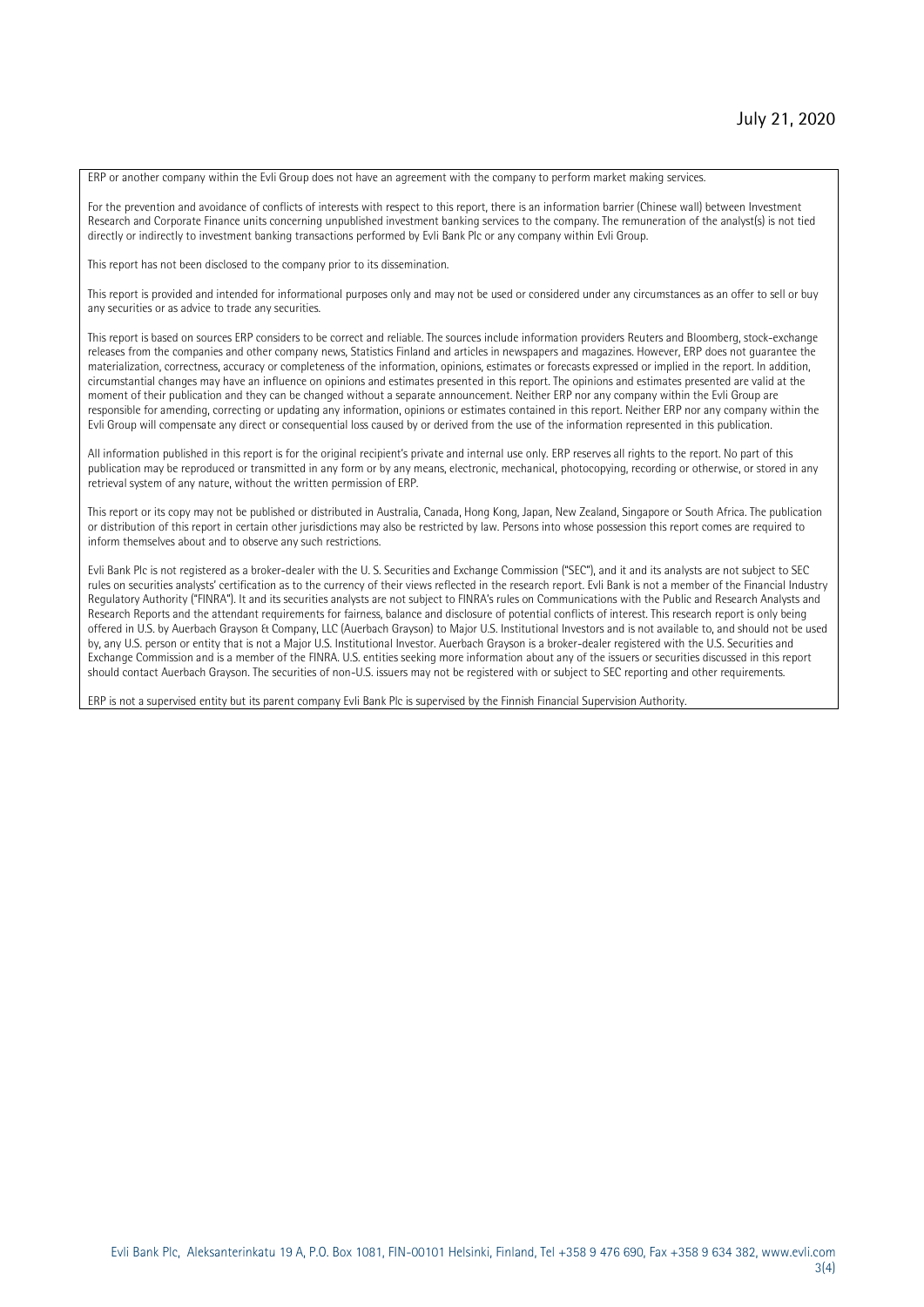ERP or another company within the Evli Group does not have an agreement with the company to perform market making services.

For the prevention and avoidance of conflicts of interests with respect to this report, there is an information barrier (Chinese wall) between Investment Research and Corporate Finance units concerning unpublished investment banking services to the company. The remuneration of the analyst(s) is not tied directly or indirectly to investment banking transactions performed by Evli Bank Plc or any company within Evli Group.

This report has not been disclosed to the company prior to its dissemination.

This report is provided and intended for informational purposes only and may not be used or considered under any circumstances as an offer to sell or buy any securities or as advice to trade any securities.

This report is based on sources ERP considers to be correct and reliable. The sources include information providers Reuters and Bloomberg, stock-exchange releases from the companies and other company news, Statistics Finland and articles in newspapers and magazines. However, ERP does not guarantee the materialization, correctness, accuracy or completeness of the information, opinions, estimates or forecasts expressed or implied in the report. In addition, circumstantial changes may have an influence on opinions and estimates presented in this report. The opinions and estimates presented are valid at the moment of their publication and they can be changed without a separate announcement. Neither ERP nor any company within the Evli Group are responsible for amending, correcting or updating any information, opinions or estimates contained in this report. Neither ERP nor any company within the Evli Group will compensate any direct or consequential loss caused by or derived from the use of the information represented in this publication.

All information published in this report is for the original recipient's private and internal use only. ERP reserves all rights to the report. No part of this publication may be reproduced or transmitted in any form or by any means, electronic, mechanical, photocopying, recording or otherwise, or stored in any retrieval system of any nature, without the written permission of ERP.

This report or its copy may not be published or distributed in Australia, Canada, Hong Kong, Japan, New Zealand, Singapore or South Africa. The publication or distribution of this report in certain other jurisdictions may also be restricted by law. Persons into whose possession this report comes are required to inform themselves about and to observe any such restrictions.

Evli Bank Plc is not registered as a broker-dealer with the U. S. Securities and Exchange Commission ("SEC"), and it and its analysts are not subject to SEC rules on securities analysts' certification as to the currency of their views reflected in the research report. Evli Bank is not a member of the Financial Industry Regulatory Authority ("FINRA"). It and its securities analysts are not subject to FINRA's rules on Communications with the Public and Research Analysts and Research Reports and the attendant requirements for fairness, balance and disclosure of potential conflicts of interest. This research report is only being offered in U.S. by Auerbach Grayson & Company, LLC (Auerbach Grayson) to Major U.S. Institutional Investors and is not available to, and should not be used by, any U.S. person or entity that is not a Major U.S. Institutional Investor. Auerbach Grayson is a broker-dealer registered with the U.S. Securities and Exchange Commission and is a member of the FINRA. U.S. entities seeking more information about any of the issuers or securities discussed in this report should contact Auerbach Grayson. The securities of non-U.S. issuers may not be registered with or subject to SEC reporting and other requirements.

ERP is not a supervised entity but its parent company Evli Bank Plc is supervised by the Finnish Financial Supervision Authority.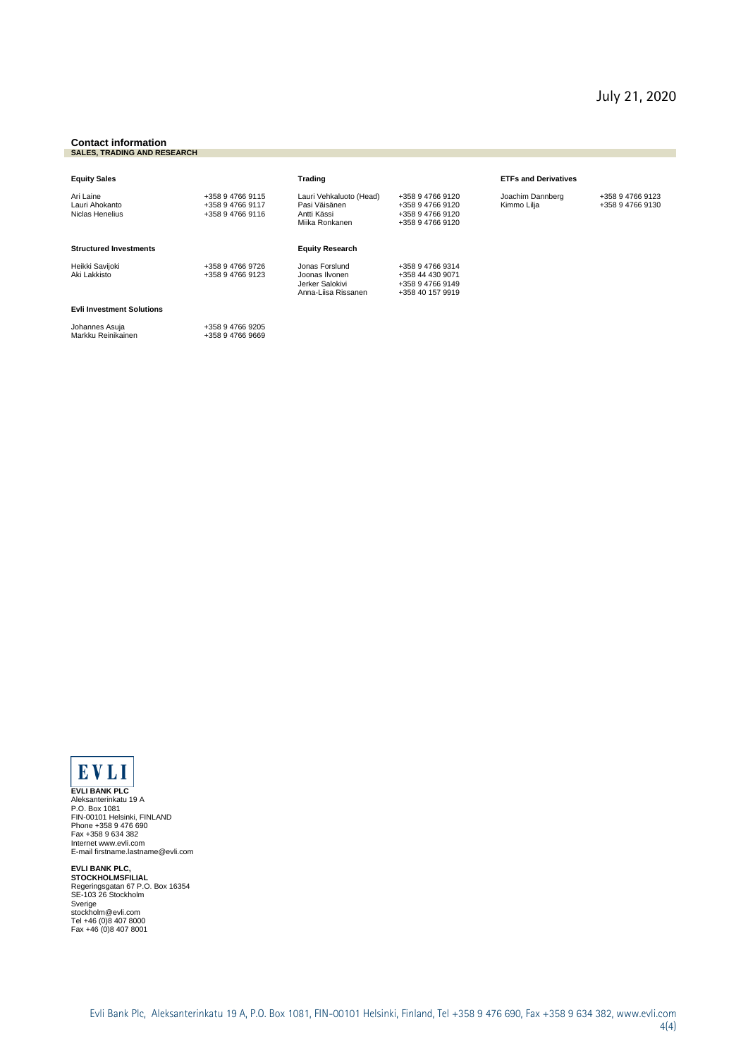July 21, 2020

## Contact information

**SALES, TRADING AND RESEARCH**

**Equity Sales**

| | |
|---|---|
| Ari Laine | +358 9 4766 9115 |
| Lauri Ahokanto | +358 9 4766 9117 |
| Niclas Henelius | +358 9 4766 9116 |

**Trading**

| | |
|---|---|
| Lauri Vehkaluoto (Head) | +358 9 4766 9120 |
| Pasi Väisänen | +358 9 4766 9120 |
| Antti Kässi | +358 9 4766 9120 |
| Miika Ronkanen | +358 9 4766 9120 |

**ETFs and Derivatives**

| | |
|---|---|
| Joachim Dannberg | +358 9 4766 9123 |
| Kimmo Lilja | +358 9 4766 9130 |

**Structured Investments**

| | |
|---|---|
| Heikki Savijoki | +358 9 4766 9726 |
| Aki Lakkisto | +358 9 4766 9123 |

**Equity Research**

| | |
|---|---|
| Jonas Forslund | +358 9 4766 9314 |
| Joonas Ilvonen | +358 44 430 9071 |
| Jerker Salokivi | +358 9 4766 9149 |
| Anna-Liisa Rissanen | +358 40 157 9919 |

**Evli Investment Solutions**

| | |
|---|---|
| Johannes Asuja | +358 9 4766 9205 |
| Markku Reinikainen | +358 9 4766 9669 |

EVLI

**EVLI BANK PLC**
Aleksanterinkatu 19 A
P.O. Box 1081
FIN-00101 Helsinki, FINLAND
Phone +358 9 476 690
Fax +358 9 634 382
Internet www.evli.com
E-mail firstname.lastname@evli.com

**EVLI BANK PLC,**
**STOCKHOLMSFILIAL**
Regeringsgatan 67 P.O. Box 16354
SE-103 26 Stockholm
Sverige
stockholm@evli.com
Tel +46 (0)8 407 8000
Fax +46 (0)8 407 8001

Evli Bank Plc, Aleksanterinkatu 19 A, P.O. Box 1081, FIN-00101 Helsinki, Finland, Tel +358 9 476 690, Fax +358 9 634 382, www.evli.com